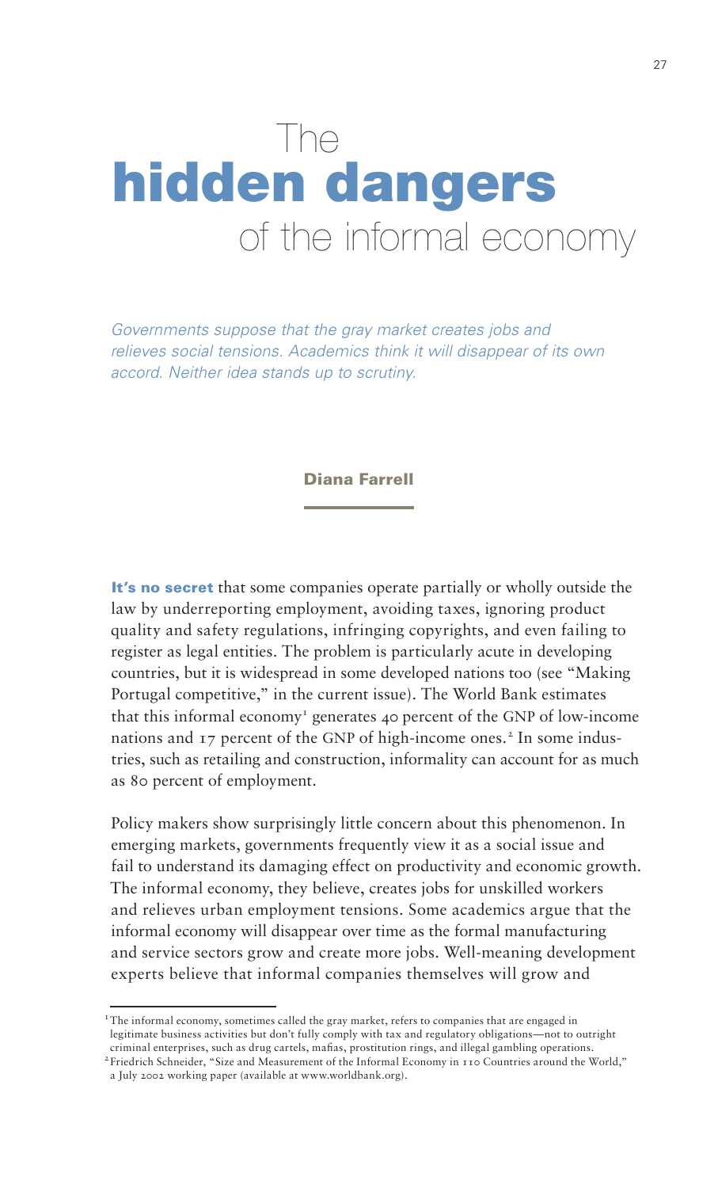# The **hidden dangers** of the informal economy

*Governments suppose that the gray market creates jobs and relieves social tensions. Academics think it will disappear of its own accord. Neither idea stands up to scrutiny.*

**Diana Farrell**

**It's no secret** that some companies operate partially or wholly outside the law by underreporting employment, avoiding taxes, ignoring product quality and safety regulations, infringing copyrights, and even failing to register as legal entities. The problem is particularly acute in developing countries, but it is widespread in some developed nations too (see "Making Portugal competitive," in the current issue). The World Bank estimates that this informal economy[1] generates 40 percent of the GNP of low-income nations and 17 percent of the GNP of high-income ones.[2] In some industries, such as retailing and construction, informality can account for as much as 80 percent of employment.

Policy makers show surprisingly little concern about this phenomenon. In emerging markets, governments frequently view it as a social issue and fail to understand its damaging effect on productivity and economic growth. The informal economy, they believe, creates jobs for unskilled workers and relieves urban employment tensions. Some academics argue that the informal economy will disappear over time as the formal manufacturing and service sectors grow and create more jobs. Well-meaning development experts believe that informal companies themselves will grow and

---

[1] The informal economy, sometimes called the gray market, refers to companies that are engaged in legitimate business activities but don't fully comply with tax and regulatory obligations—not to outright criminal enterprises, such as drug cartels, mafias, prostitution rings, and illegal gambling operations.

[2] Friedrich Schneider, "Size and Measurement of the Informal Economy in 110 Countries around the World," a July 2002 working paper (available at www.worldbank.org).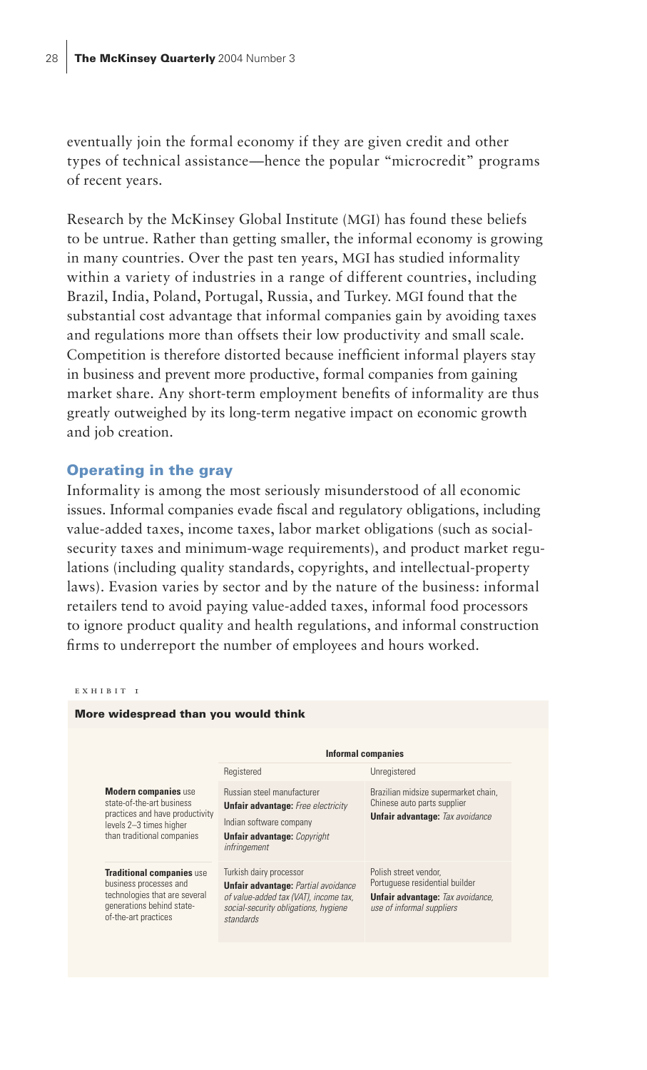eventually join the formal economy if they are given credit and other types of technical assistance—hence the popular "microcredit" programs of recent years.

Research by the McKinsey Global Institute (MGI) has found these beliefs to be untrue. Rather than getting smaller, the informal economy is growing in many countries. Over the past ten years, MGI has studied informality within a variety of industries in a range of different countries, including Brazil, India, Poland, Portugal, Russia, and Turkey. MGI found that the substantial cost advantage that informal companies gain by avoiding taxes and regulations more than offsets their low productivity and small scale. Competition is therefore distorted because inefficient informal players stay in business and prevent more productive, formal companies from gaining market share. Any short-term employment benefits of informality are thus greatly outweighed by its long-term negative impact on economic growth and job creation.

## Operating in the gray

Informality is among the most seriously misunderstood of all economic issues. Informal companies evade fiscal and regulatory obligations, including value-added taxes, income taxes, labor market obligations (such as social-security taxes and minimum-wage requirements), and product market regulations (including quality standards, copyrights, and intellectual-property laws). Evasion varies by sector and by the nature of the business: informal retailers tend to avoid paying value-added taxes, informal food processors to ignore product quality and health regulations, and informal construction firms to underreport the number of employees and hours worked.

EXHIBIT 1

**More widespread than you would think**

| | Informal companies | |
|---|---|---|
| | Registered | Unregistered |
| **Modern companies** use state-of-the-art business practices and have productivity levels 2–3 times higher than traditional companies | Russian steel manufacturer **Unfair advantage:** *Free electricity* Indian software company **Unfair advantage:** *Copyright infringement* | Brazilian midsize supermarket chain, Chinese auto parts supplier **Unfair advantage:** *Tax avoidance* |
| **Traditional companies** use business processes and technologies that are several generations behind state-of-the-art practices | Turkish dairy processor **Unfair advantage:** *Partial avoidance of value-added tax (VAT), income tax, social-security obligations, hygiene standards* | Polish street vendor, Portuguese residential builder **Unfair advantage:** *Tax avoidance, use of informal suppliers* |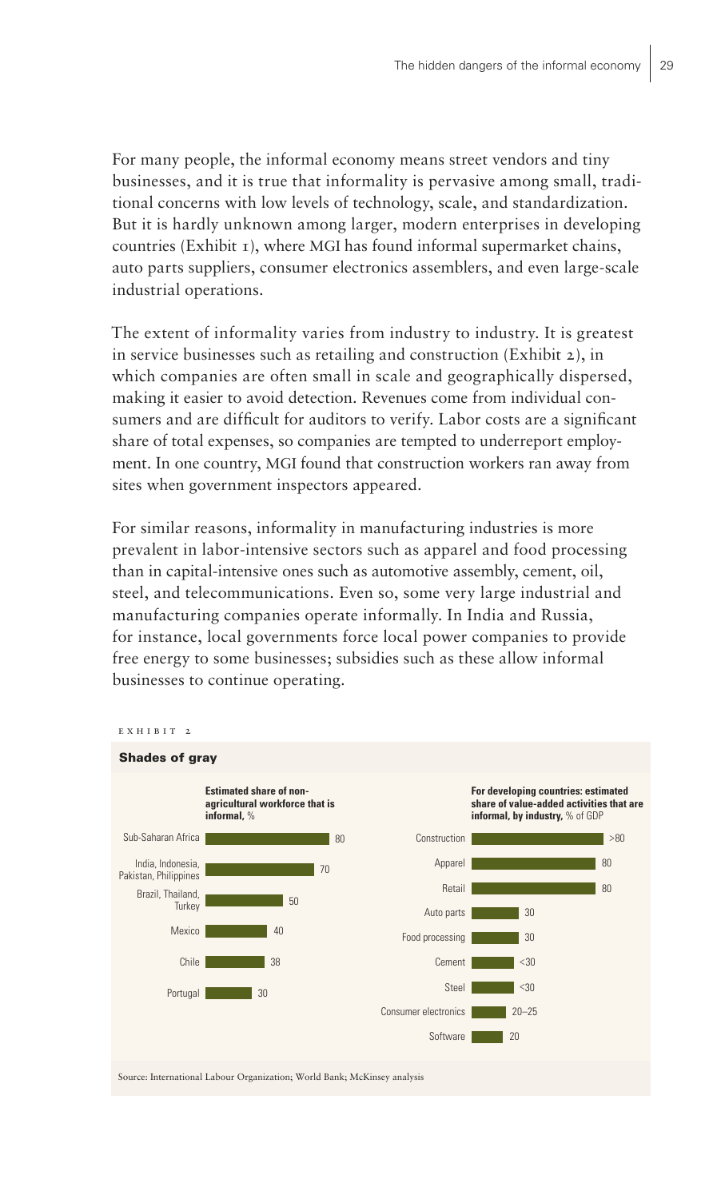For many people, the informal economy means street vendors and tiny businesses, and it is true that informality is pervasive among small, traditional concerns with low levels of technology, scale, and standardization. But it is hardly unknown among larger, modern enterprises in developing countries (Exhibit 1), where MGI has found informal supermarket chains, auto parts suppliers, consumer electronics assemblers, and even large-scale industrial operations.

The extent of informality varies from industry to industry. It is greatest in service businesses such as retailing and construction (Exhibit 2), in which companies are often small in scale and geographically dispersed, making it easier to avoid detection. Revenues come from individual consumers and are difficult for auditors to verify. Labor costs are a significant share of total expenses, so companies are tempted to underreport employment. In one country, MGI found that construction workers ran away from sites when government inspectors appeared.

For similar reasons, informality in manufacturing industries is more prevalent in labor-intensive sectors such as apparel and food processing than in capital-intensive ones such as automotive assembly, cement, oil, steel, and telecommunications. Even so, some very large industrial and manufacturing companies operate informally. In India and Russia, for instance, local governments force local power companies to provide free energy to some businesses; subsidies such as these allow informal businesses to continue operating.

EXHIBIT 2

**Shades of gray**

**Estimated share of non-agricultural workforce that is informal,** %

| Region/Country | % |
|---|---|
| Sub-Saharan Africa | 80 |
| India, Indonesia, Pakistan, Philippines | 70 |
| Brazil, Thailand, Turkey | 50 |
| Mexico | 40 |
| Chile | 38 |
| Portugal | 30 |

**For developing countries: estimated share of value-added activities that are informal, by industry,** % of GDP

| Industry | % of GDP |
|---|---|
| Construction | >80 |
| Apparel | 80 |
| Retail | 80 |
| Auto parts | 30 |
| Food processing | 30 |
| Cement | <30 |
| Steel | <30 |
| Consumer electronics | 20–25 |
| Software | 20 |

Source: International Labour Organization; World Bank; McKinsey analysis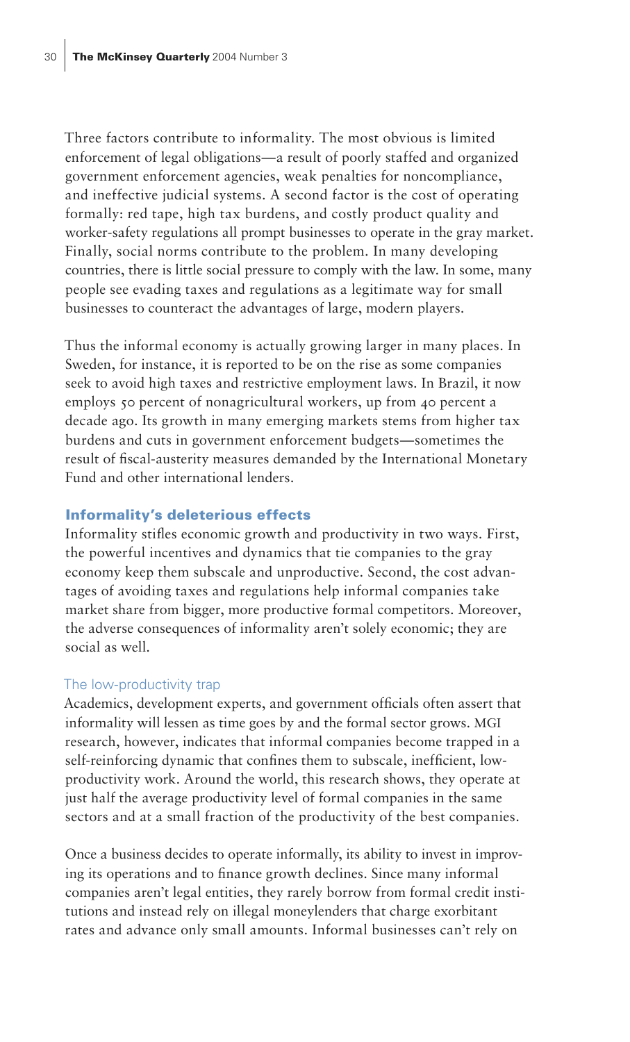Three factors contribute to informality. The most obvious is limited enforcement of legal obligations—a result of poorly staffed and organized government enforcement agencies, weak penalties for noncompliance, and ineffective judicial systems. A second factor is the cost of operating formally: red tape, high tax burdens, and costly product quality and worker-safety regulations all prompt businesses to operate in the gray market. Finally, social norms contribute to the problem. In many developing countries, there is little social pressure to comply with the law. In some, many people see evading taxes and regulations as a legitimate way for small businesses to counteract the advantages of large, modern players.

Thus the informal economy is actually growing larger in many places. In Sweden, for instance, it is reported to be on the rise as some companies seek to avoid high taxes and restrictive employment laws. In Brazil, it now employs 50 percent of nonagricultural workers, up from 40 percent a decade ago. Its growth in many emerging markets stems from higher tax burdens and cuts in government enforcement budgets—sometimes the result of fiscal-austerity measures demanded by the International Monetary Fund and other international lenders.

## Informality's deleterious effects

Informality stifles economic growth and productivity in two ways. First, the powerful incentives and dynamics that tie companies to the gray economy keep them subscale and unproductive. Second, the cost advantages of avoiding taxes and regulations help informal companies take market share from bigger, more productive formal competitors. Moreover, the adverse consequences of informality aren't solely economic; they are social as well.

### The low-productivity trap

Academics, development experts, and government officials often assert that informality will lessen as time goes by and the formal sector grows. MGI research, however, indicates that informal companies become trapped in a self-reinforcing dynamic that confines them to subscale, inefficient, low-productivity work. Around the world, this research shows, they operate at just half the average productivity level of formal companies in the same sectors and at a small fraction of the productivity of the best companies.

Once a business decides to operate informally, its ability to invest in improving its operations and to finance growth declines. Since many informal companies aren't legal entities, they rarely borrow from formal credit institutions and instead rely on illegal moneylenders that charge exorbitant rates and advance only small amounts. Informal businesses can't rely on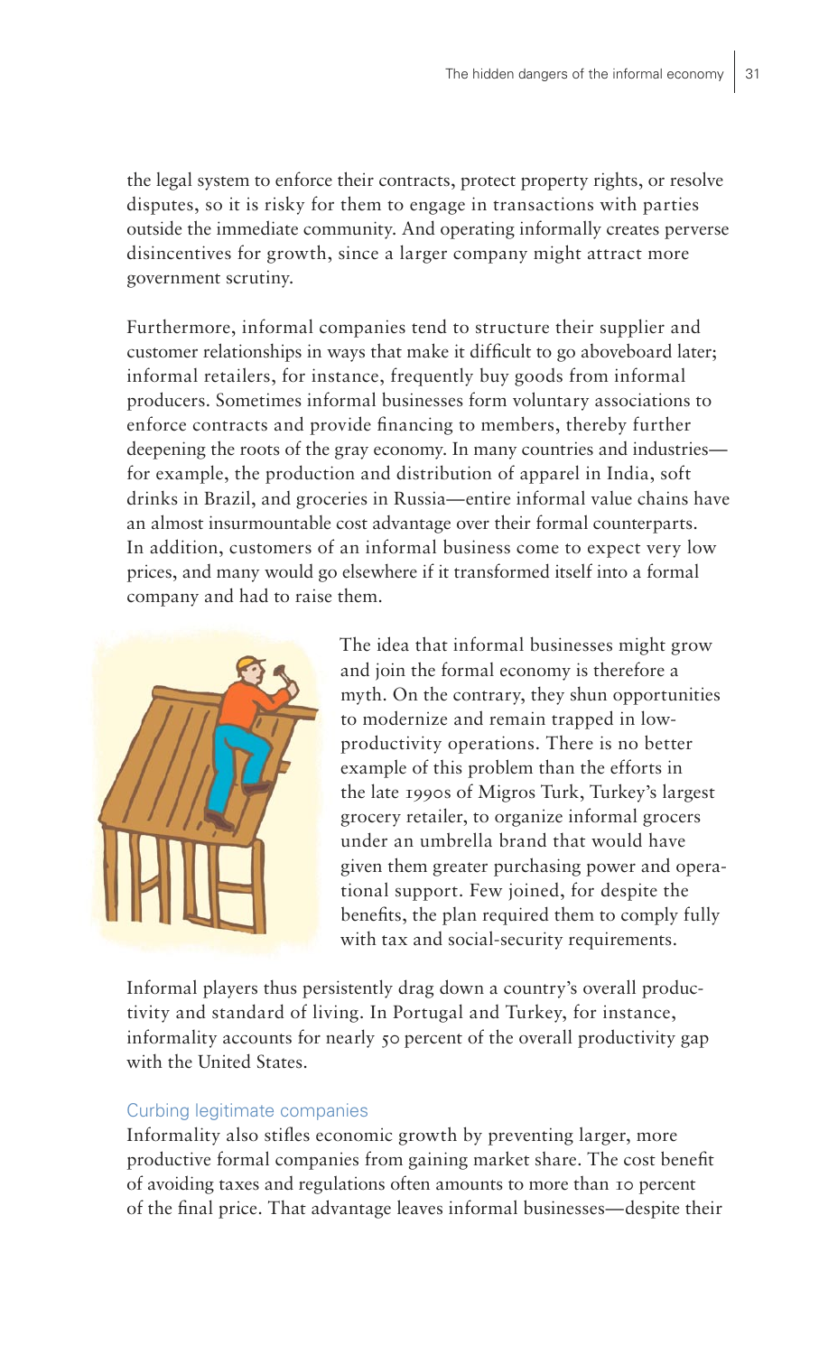the legal system to enforce their contracts, protect property rights, or resolve disputes, so it is risky for them to engage in transactions with parties outside the immediate community. And operating informally creates perverse disincentives for growth, since a larger company might attract more government scrutiny.

Furthermore, informal companies tend to structure their supplier and customer relationships in ways that make it difficult to go aboveboard later; informal retailers, for instance, frequently buy goods from informal producers. Sometimes informal businesses form voluntary associations to enforce contracts and provide financing to members, thereby further deepening the roots of the gray economy. In many countries and industries—for example, the production and distribution of apparel in India, soft drinks in Brazil, and groceries in Russia—entire informal value chains have an almost insurmountable cost advantage over their formal counterparts. In addition, customers of an informal business come to expect very low prices, and many would go elsewhere if it transformed itself into a formal company and had to raise them.

The idea that informal businesses might grow and join the formal economy is therefore a myth. On the contrary, they shun opportunities to modernize and remain trapped in low-productivity operations. There is no better example of this problem than the efforts in the late 1990s of Migros Turk, Turkey's largest grocery retailer, to organize informal grocers under an umbrella brand that would have given them greater purchasing power and operational support. Few joined, for despite the benefits, the plan required them to comply fully with tax and social-security requirements.

Informal players thus persistently drag down a country's overall productivity and standard of living. In Portugal and Turkey, for instance, informality accounts for nearly 50 percent of the overall productivity gap with the United States.

### Curbing legitimate companies

Informality also stifles economic growth by preventing larger, more productive formal companies from gaining market share. The cost benefit of avoiding taxes and regulations often amounts to more than 10 percent of the final price. That advantage leaves informal businesses—despite their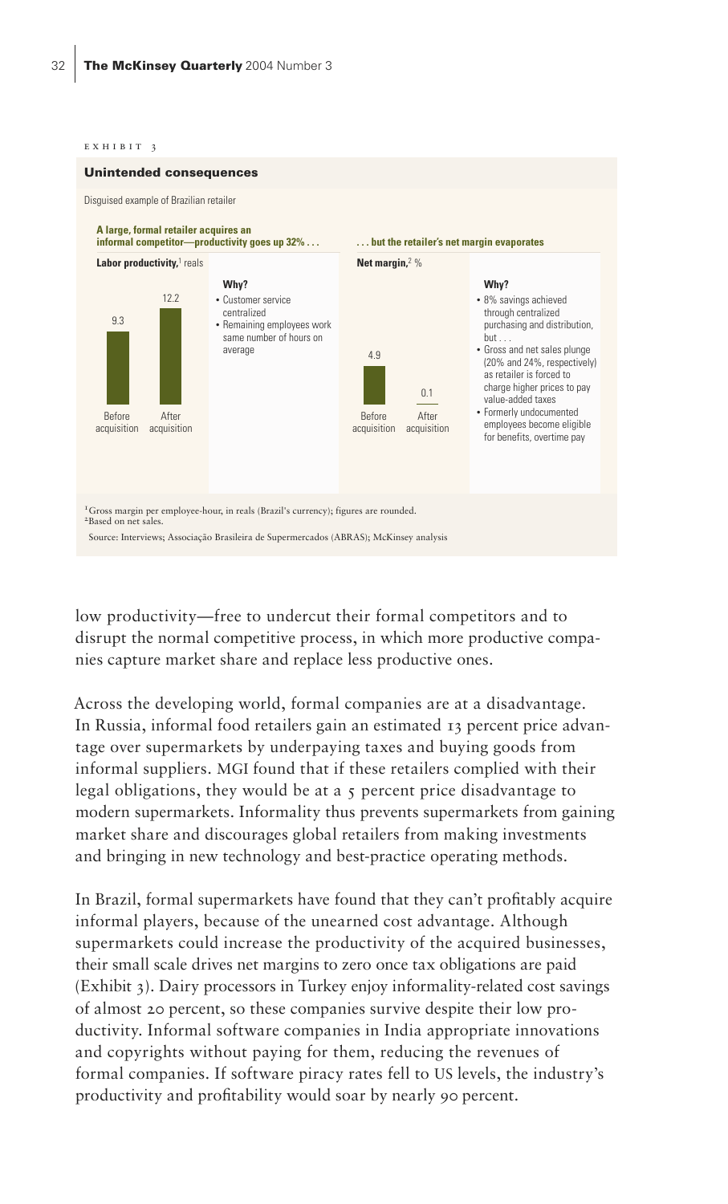EXHIBIT 3

**Unintended consequences**

Disguised example of Brazilian retailer

**A large, formal retailer acquires an informal competitor—productivity goes up 32% . . .**

**Labor productivity,**[1] reals

| | Before acquisition | After acquisition |
|---|---|---|
| Labor productivity | 9.3 | 12.2 |

**Why?**

- Customer service centralized
- Remaining employees work same number of hours on average

**. . . but the retailer's net margin evaporates**

**Net margin,**[2] %

| | Before acquisition | After acquisition |
|---|---|---|
| Net margin | 4.9 | 0.1 |

**Why?**

- 8% savings achieved through centralized purchasing and distribution, but . . .
- Gross and net sales plunge (20% and 24%, respectively) as retailer is forced to charge higher prices to pay value-added taxes
- Formerly undocumented employees become eligible for benefits, overtime pay

[1]Gross margin per employee-hour, in reals (Brazil's currency); figures are rounded.
[2]Based on net sales.

Source: Interviews; Associação Brasileira de Supermercados (ABRAS); McKinsey analysis

low productivity—free to undercut their formal competitors and to disrupt the normal competitive process, in which more productive companies capture market share and replace less productive ones.

Across the developing world, formal companies are at a disadvantage. In Russia, informal food retailers gain an estimated 13 percent price advantage over supermarkets by underpaying taxes and buying goods from informal suppliers. MGI found that if these retailers complied with their legal obligations, they would be at a 5 percent price disadvantage to modern supermarkets. Informality thus prevents supermarkets from gaining market share and discourages global retailers from making investments and bringing in new technology and best-practice operating methods.

In Brazil, formal supermarkets have found that they can't profitably acquire informal players, because of the unearned cost advantage. Although supermarkets could increase the productivity of the acquired businesses, their small scale drives net margins to zero once tax obligations are paid (Exhibit 3). Dairy processors in Turkey enjoy informality-related cost savings of almost 20 percent, so these companies survive despite their low productivity. Informal software companies in India appropriate innovations and copyrights without paying for them, reducing the revenues of formal companies. If software piracy rates fell to US levels, the industry's productivity and profitability would soar by nearly 90 percent.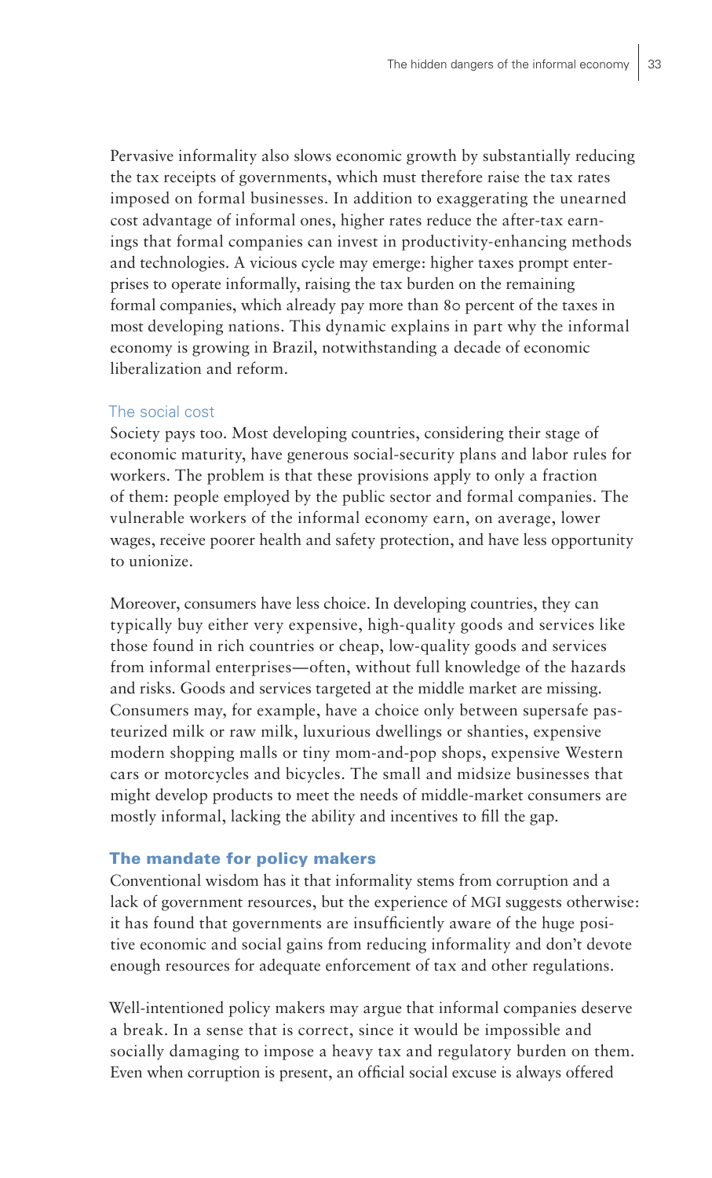Pervasive informality also slows economic growth by substantially reducing the tax receipts of governments, which must therefore raise the tax rates imposed on formal businesses. In addition to exaggerating the unearned cost advantage of informal ones, higher rates reduce the after-tax earnings that formal companies can invest in productivity-enhancing methods and technologies. A vicious cycle may emerge: higher taxes prompt enterprises to operate informally, raising the tax burden on the remaining formal companies, which already pay more than 80 percent of the taxes in most developing nations. This dynamic explains in part why the informal economy is growing in Brazil, notwithstanding a decade of economic liberalization and reform.

### The social cost

Society pays too. Most developing countries, considering their stage of economic maturity, have generous social-security plans and labor rules for workers. The problem is that these provisions apply to only a fraction of them: people employed by the public sector and formal companies. The vulnerable workers of the informal economy earn, on average, lower wages, receive poorer health and safety protection, and have less opportunity to unionize.

Moreover, consumers have less choice. In developing countries, they can typically buy either very expensive, high-quality goods and services like those found in rich countries or cheap, low-quality goods and services from informal enterprises—often, without full knowledge of the hazards and risks. Goods and services targeted at the middle market are missing. Consumers may, for example, have a choice only between supersafe pasteurized milk or raw milk, luxurious dwellings or shanties, expensive modern shopping malls or tiny mom-and-pop shops, expensive Western cars or motorcycles and bicycles. The small and midsize businesses that might develop products to meet the needs of middle-market consumers are mostly informal, lacking the ability and incentives to fill the gap.

## The mandate for policy makers

Conventional wisdom has it that informality stems from corruption and a lack of government resources, but the experience of MGI suggests otherwise: it has found that governments are insufficiently aware of the huge positive economic and social gains from reducing informality and don't devote enough resources for adequate enforcement of tax and other regulations.

Well-intentioned policy makers may argue that informal companies deserve a break. In a sense that is correct, since it would be impossible and socially damaging to impose a heavy tax and regulatory burden on them. Even when corruption is present, an official social excuse is always offered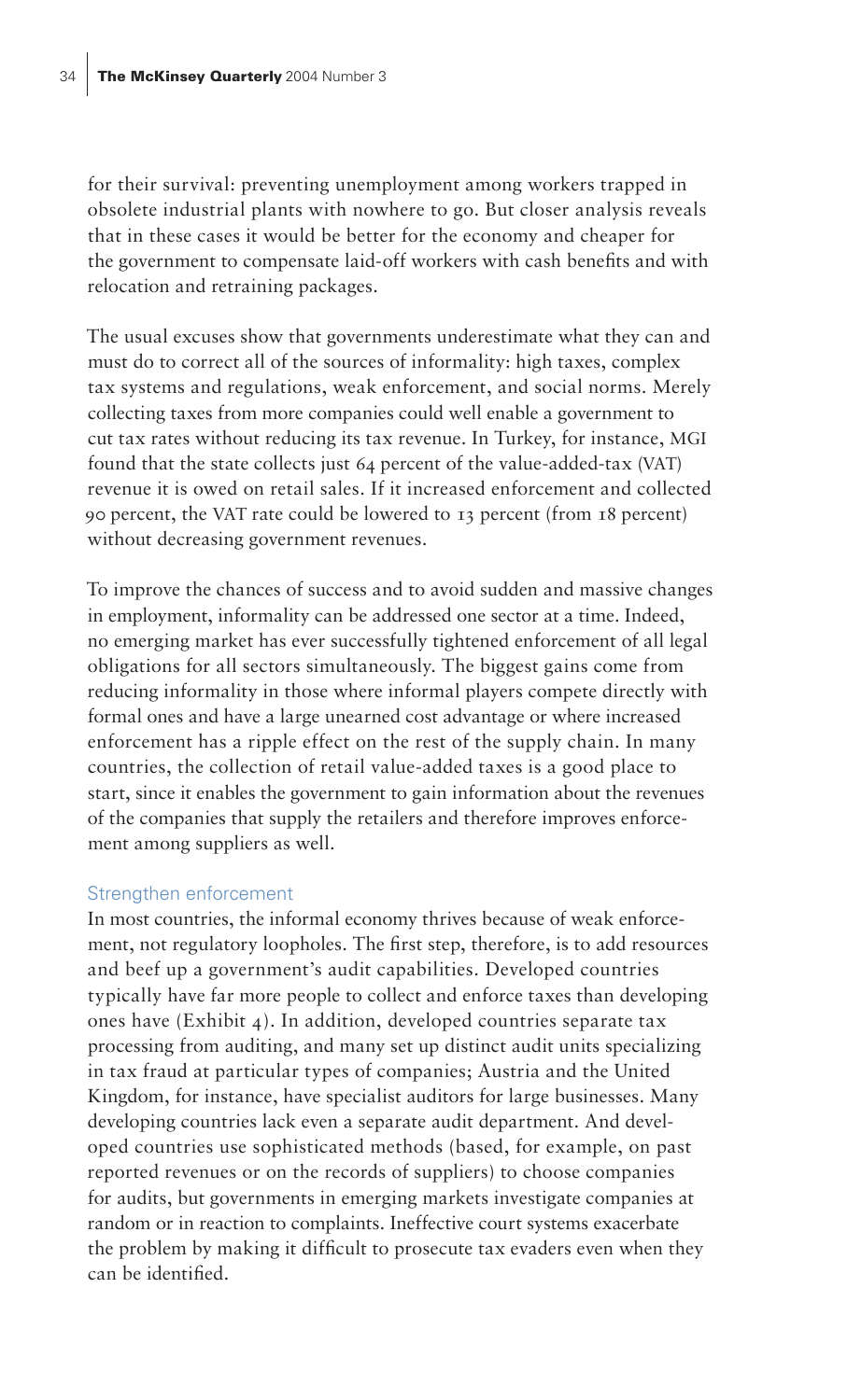for their survival: preventing unemployment among workers trapped in obsolete industrial plants with nowhere to go. But closer analysis reveals that in these cases it would be better for the economy and cheaper for the government to compensate laid-off workers with cash benefits and with relocation and retraining packages.

The usual excuses show that governments underestimate what they can and must do to correct all of the sources of informality: high taxes, complex tax systems and regulations, weak enforcement, and social norms. Merely collecting taxes from more companies could well enable a government to cut tax rates without reducing its tax revenue. In Turkey, for instance, MGI found that the state collects just 64 percent of the value-added-tax (VAT) revenue it is owed on retail sales. If it increased enforcement and collected 90 percent, the VAT rate could be lowered to 13 percent (from 18 percent) without decreasing government revenues.

To improve the chances of success and to avoid sudden and massive changes in employment, informality can be addressed one sector at a time. Indeed, no emerging market has ever successfully tightened enforcement of all legal obligations for all sectors simultaneously. The biggest gains come from reducing informality in those where informal players compete directly with formal ones and have a large unearned cost advantage or where increased enforcement has a ripple effect on the rest of the supply chain. In many countries, the collection of retail value-added taxes is a good place to start, since it enables the government to gain information about the revenues of the companies that supply the retailers and therefore improves enforcement among suppliers as well.

### Strengthen enforcement

In most countries, the informal economy thrives because of weak enforcement, not regulatory loopholes. The first step, therefore, is to add resources and beef up a government's audit capabilities. Developed countries typically have far more people to collect and enforce taxes than developing ones have (Exhibit 4). In addition, developed countries separate tax processing from auditing, and many set up distinct audit units specializing in tax fraud at particular types of companies; Austria and the United Kingdom, for instance, have specialist auditors for large businesses. Many developing countries lack even a separate audit department. And developed countries use sophisticated methods (based, for example, on past reported revenues or on the records of suppliers) to choose companies for audits, but governments in emerging markets investigate companies at random or in reaction to complaints. Ineffective court systems exacerbate the problem by making it difficult to prosecute tax evaders even when they can be identified.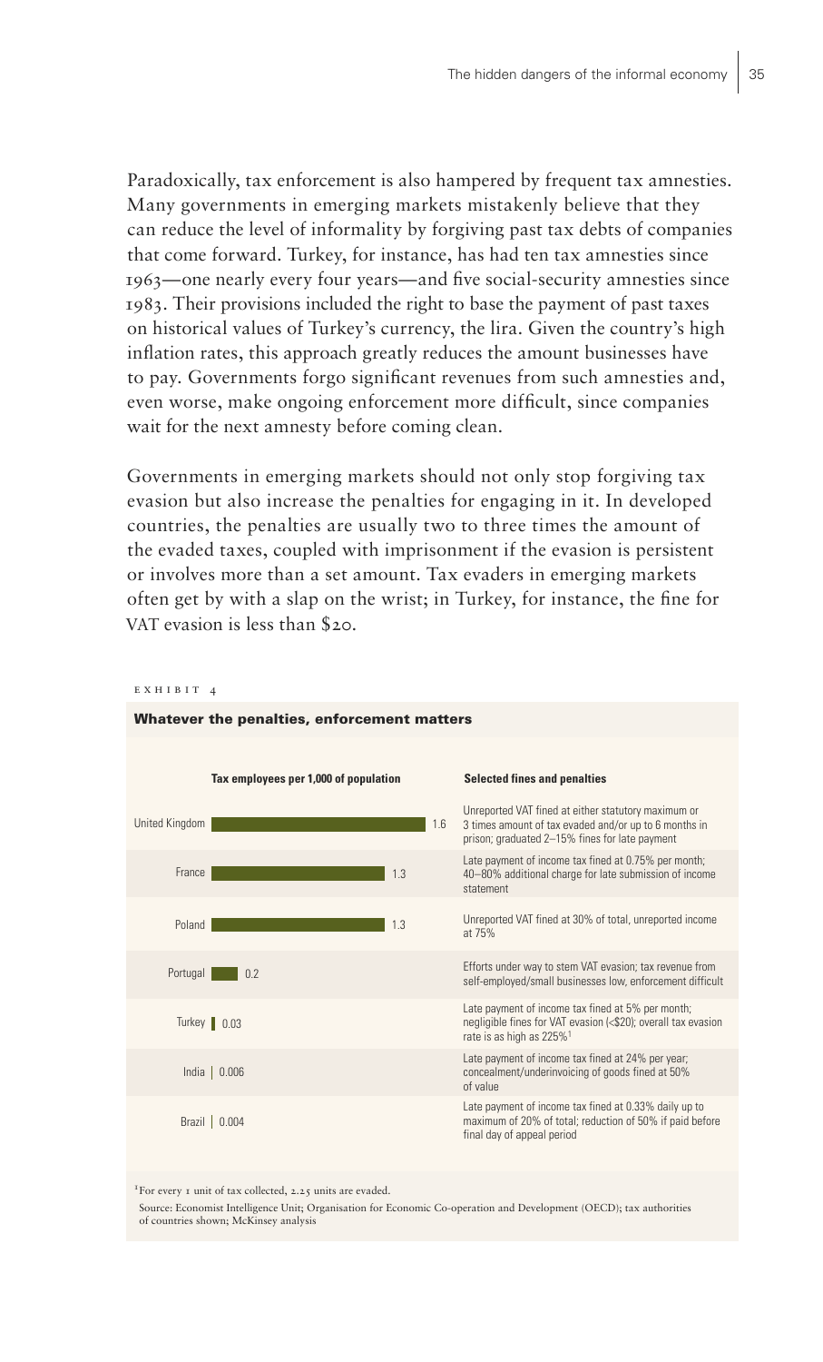Paradoxically, tax enforcement is also hampered by frequent tax amnesties. Many governments in emerging markets mistakenly believe that they can reduce the level of informality by forgiving past tax debts of companies that come forward. Turkey, for instance, has had ten tax amnesties since 1963—one nearly every four years—and five social-security amnesties since 1983. Their provisions included the right to base the payment of past taxes on historical values of Turkey's currency, the lira. Given the country's high inflation rates, this approach greatly reduces the amount businesses have to pay. Governments forgo significant revenues from such amnesties and, even worse, make ongoing enforcement more difficult, since companies wait for the next amnesty before coming clean.

Governments in emerging markets should not only stop forgiving tax evasion but also increase the penalties for engaging in it. In developed countries, the penalties are usually two to three times the amount of the evaded taxes, coupled with imprisonment if the evasion is persistent or involves more than a set amount. Tax evaders in emerging markets often get by with a slap on the wrist; in Turkey, for instance, the fine for VAT evasion is less than $20.

EXHIBIT 4

**Whatever the penalties, enforcement matters**

| Country | Tax employees per 1,000 of population | Selected fines and penalties |
|---|---|---|
| United Kingdom | 1.6 | Unreported VAT fined at either statutory maximum or 3 times amount of tax evaded and/or up to 6 months in prison; graduated 2–15% fines for late payment |
| France | 1.3 | Late payment of income tax fined at 0.75% per month; 40–80% additional charge for late submission of income statement |
| Poland | 1.3 | Unreported VAT fined at 30% of total, unreported income at 75% |
| Portugal | 0.2 | Efforts under way to stem VAT evasion; tax revenue from self-employed/small businesses low, enforcement difficult |
| Turkey | 0.03 | Late payment of income tax fined at 5% per month; negligible fines for VAT evasion (<$20); overall tax evasion rate is as high as 225%[1] |
| India | 0.006 | Late payment of income tax fined at 24% per year; concealment/underinvoicing of goods fined at 50% of value |
| Brazil | 0.004 | Late payment of income tax fined at 0.33% daily up to maximum of 20% of total; reduction of 50% if paid before final day of appeal period |

[1]For every 1 unit of tax collected, 2.25 units are evaded.

Source: Economist Intelligence Unit; Organisation for Economic Co-operation and Development (OECD); tax authorities of countries shown; McKinsey analysis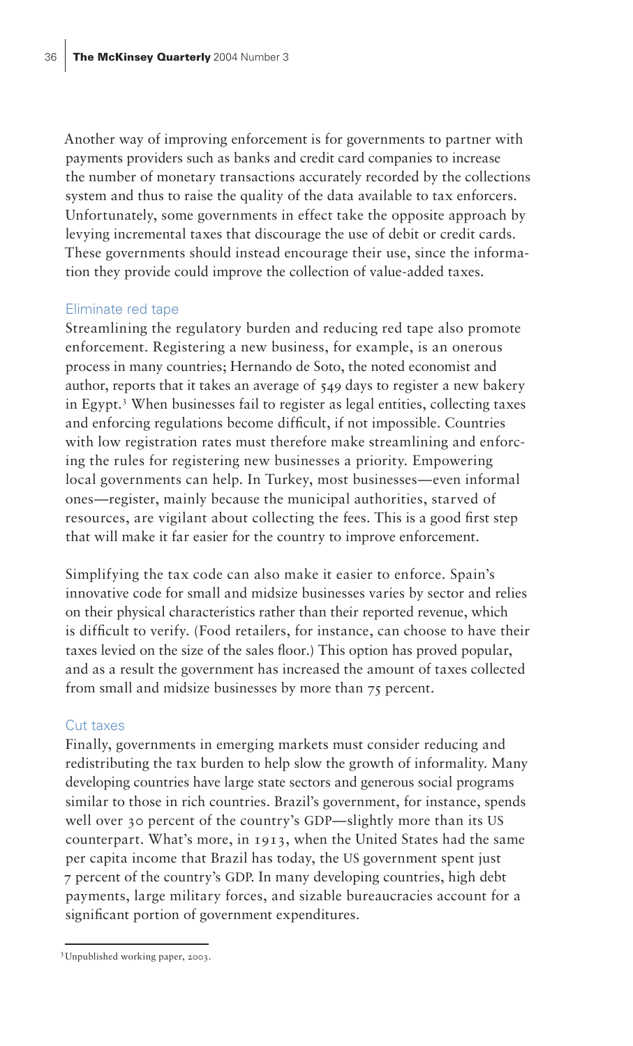Another way of improving enforcement is for governments to partner with payments providers such as banks and credit card companies to increase the number of monetary transactions accurately recorded by the collections system and thus to raise the quality of the data available to tax enforcers. Unfortunately, some governments in effect take the opposite approach by levying incremental taxes that discourage the use of debit or credit cards. These governments should instead encourage their use, since the information they provide could improve the collection of value-added taxes.

### Eliminate red tape

Streamlining the regulatory burden and reducing red tape also promote enforcement. Registering a new business, for example, is an onerous process in many countries; Hernando de Soto, the noted economist and author, reports that it takes an average of 549 days to register a new bakery in Egypt.[3] When businesses fail to register as legal entities, collecting taxes and enforcing regulations become difficult, if not impossible. Countries with low registration rates must therefore make streamlining and enforcing the rules for registering new businesses a priority. Empowering local governments can help. In Turkey, most businesses—even informal ones—register, mainly because the municipal authorities, starved of resources, are vigilant about collecting the fees. This is a good first step that will make it far easier for the country to improve enforcement.

Simplifying the tax code can also make it easier to enforce. Spain's innovative code for small and midsize businesses varies by sector and relies on their physical characteristics rather than their reported revenue, which is difficult to verify. (Food retailers, for instance, can choose to have their taxes levied on the size of the sales floor.) This option has proved popular, and as a result the government has increased the amount of taxes collected from small and midsize businesses by more than 75 percent.

### Cut taxes

Finally, governments in emerging markets must consider reducing and redistributing the tax burden to help slow the growth of informality. Many developing countries have large state sectors and generous social programs similar to those in rich countries. Brazil's government, for instance, spends well over 30 percent of the country's GDP—slightly more than its US counterpart. What's more, in 1913, when the United States had the same per capita income that Brazil has today, the US government spent just 7 percent of the country's GDP. In many developing countries, high debt payments, large military forces, and sizable bureaucracies account for a significant portion of government expenditures.

---

[3] Unpublished working paper, 2003.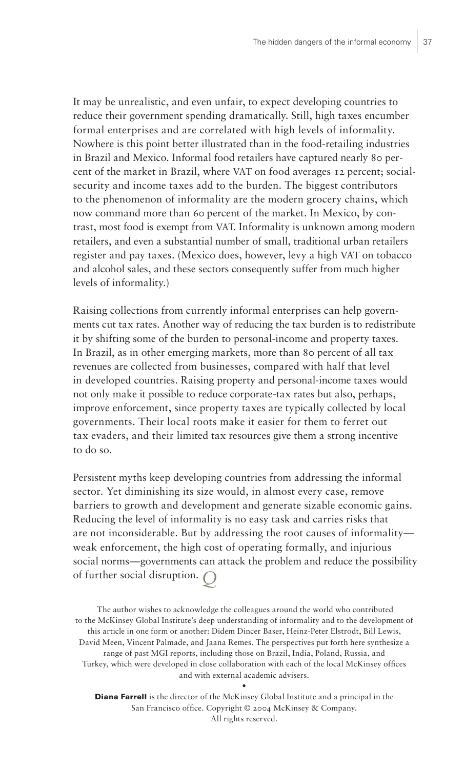It may be unrealistic, and even unfair, to expect developing countries to reduce their government spending dramatically. Still, high taxes encumber formal enterprises and are correlated with high levels of informality. Nowhere is this point better illustrated than in the food-retailing industries in Brazil and Mexico. Informal food retailers have captured nearly 80 percent of the market in Brazil, where VAT on food averages 12 percent; social-security and income taxes add to the burden. The biggest contributors to the phenomenon of informality are the modern grocery chains, which now command more than 60 percent of the market. In Mexico, by contrast, most food is exempt from VAT. Informality is unknown among modern retailers, and even a substantial number of small, traditional urban retailers register and pay taxes. (Mexico does, however, levy a high VAT on tobacco and alcohol sales, and these sectors consequently suffer from much higher levels of informality.)

Raising collections from currently informal enterprises can help governments cut tax rates. Another way of reducing the tax burden is to redistribute it by shifting some of the burden to personal-income and property taxes. In Brazil, as in other emerging markets, more than 80 percent of all tax revenues are collected from businesses, compared with half that level in developed countries. Raising property and personal-income taxes would not only make it possible to reduce corporate-tax rates but also, perhaps, improve enforcement, since property taxes are typically collected by local governments. Their local roots make it easier for them to ferret out tax evaders, and their limited tax resources give them a strong incentive to do so.

Persistent myths keep developing countries from addressing the informal sector. Yet diminishing its size would, in almost every case, remove barriers to growth and development and generate sizable economic gains. Reducing the level of informality is no easy task and carries risks that are not inconsiderable. But by addressing the root causes of informality—weak enforcement, the high cost of operating formally, and injurious social norms—governments can attack the problem and reduce the possibility of further social disruption. *Q*

The author wishes to acknowledge the colleagues around the world who contributed to the McKinsey Global Institute's deep understanding of informality and to the development of this article in one form or another: Didem Dincer Baser, Heinz-Peter Elstrodt, Bill Lewis, David Meen, Vincent Palmade, and Jaana Remes. The perspectives put forth here synthesize a range of past MGI reports, including those on Brazil, India, Poland, Russia, and Turkey, which were developed in close collaboration with each of the local McKinsey offices and with external academic advisers.

**Diana Farrell** is the director of the McKinsey Global Institute and a principal in the San Francisco office. Copyright © 2004 McKinsey & Company. All rights reserved.